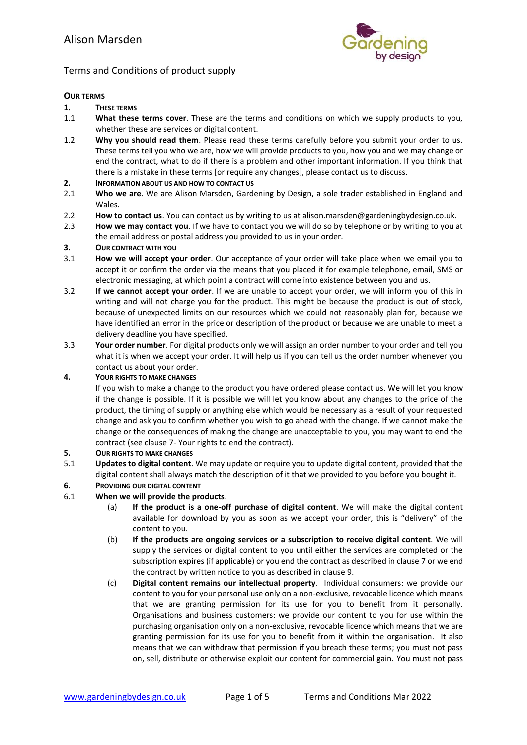# Alison Marsden

## Terms and Conditions of product supply

**OUR TERMS**

**1. THESE TERMS**

1.1 **What these terms cover**. These are the terms and conditions on which we supply products to you, whether these are services or digital content.

1.2 **Why you should read them**. Please read these terms carefully before you submit your order to us. These terms tell you who we are, how we will provide products to you, how you and we may change or end the contract, what to do if there is a problem and other important information. If you think that there is a mistake in these terms [or require any changes], please contact us to discuss.

**2. INFORMATION ABOUT US AND HOW TO CONTACT US**

2.1 **Who we are**. We are Alison Marsden, Gardening by Design, a sole trader established in England and Wales.

2.2 **How to contact us**. You can contact us by writing to us at alison.marsden@gardeningbydesign.co.uk.

2.3 **How we may contact you**. If we have to contact you we will do so by telephone or by writing to you at the email address or postal address you provided to us in your order.

**3. OUR CONTRACT WITH YOU**

3.1 **How we will accept your order**. Our acceptance of your order will take place when we email you to accept it or confirm the order via the means that you placed it for example telephone, email, SMS or electronic messaging, at which point a contract will come into existence between you and us.

3.2 **If we cannot accept your order**. If we are unable to accept your order, we will inform you of this in writing and will not charge you for the product. This might be because the product is out of stock, because of unexpected limits on our resources which we could not reasonably plan for, because we have identified an error in the price or description of the product or because we are unable to meet a delivery deadline you have specified.

3.3 **Your order number**. For digital products only we will assign an order number to your order and tell you what it is when we accept your order. It will help us if you can tell us the order number whenever you contact us about your order.

**4. YOUR RIGHTS TO MAKE CHANGES**

If you wish to make a change to the product you have ordered please contact us. We will let you know if the change is possible. If it is possible we will let you know about any changes to the price of the product, the timing of supply or anything else which would be necessary as a result of your requested change and ask you to confirm whether you wish to go ahead with the change. If we cannot make the change or the consequences of making the change are unacceptable to you, you may want to end the contract (see clause 7- Your rights to end the contract).

**5. OUR RIGHTS TO MAKE CHANGES**

5.1 **Updates to digital content**. We may update or require you to update digital content, provided that the digital content shall always match the description of it that we provided to you before you bought it.

**6. PROVIDING OUR DIGITAL CONTENT**

6.1 **When we will provide the products**.

(a) **If the product is a one-off purchase of digital content**. We will make the digital content available for download by you as soon as we accept your order, this is "delivery" of the content to you.

(b) **If the products are ongoing services or a subscription to receive digital content**. We will supply the services or digital content to you until either the services are completed or the subscription expires (if applicable) or you end the contract as described in clause 7 or we end the contract by written notice to you as described in clause 9.

(c) **Digital content remains our intellectual property**. Individual consumers: we provide our content to you for your personal use only on a non-exclusive, revocable licence which means that we are granting permission for its use for you to benefit from it personally. Organisations and business customers: we provide our content to you for use within the purchasing organisation only on a non-exclusive, revocable licence which means that we are granting permission for its use for you to benefit from it within the organisation. It also means that we can withdraw that permission if you breach these terms; you must not pass on, sell, distribute or otherwise exploit our content for commercial gain. You must not pass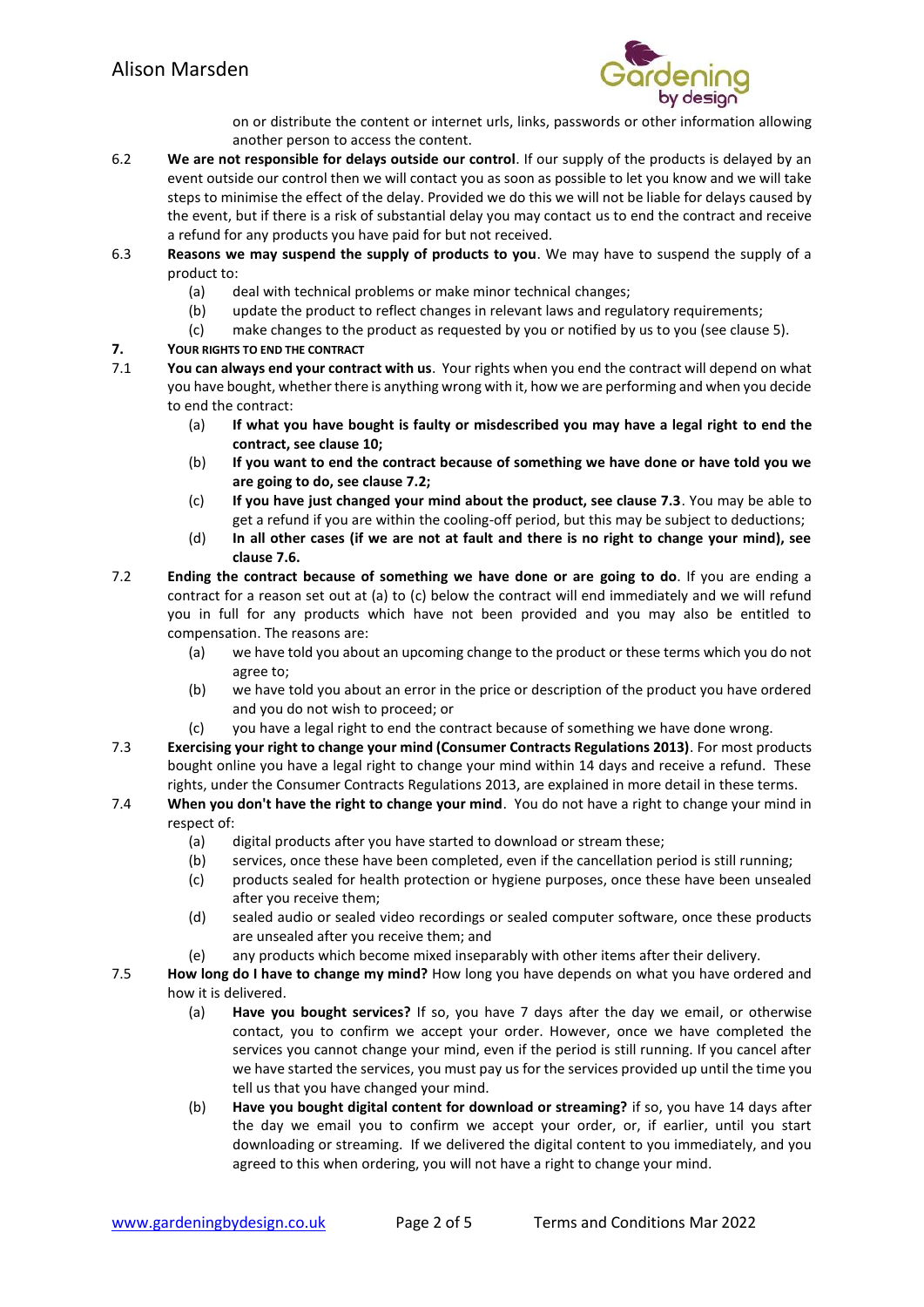on or distribute the content or internet urls, links, passwords or other information allowing another person to access the content.

6.2 **We are not responsible for delays outside our control**. If our supply of the products is delayed by an event outside our control then we will contact you as soon as possible to let you know and we will take steps to minimise the effect of the delay. Provided we do this we will not be liable for delays caused by the event, but if there is a risk of substantial delay you may contact us to end the contract and receive a refund for any products you have paid for but not received.

6.3 **Reasons we may suspend the supply of products to you**. We may have to suspend the supply of a product to:

- (a) deal with technical problems or make minor technical changes;
- (b) update the product to reflect changes in relevant laws and regulatory requirements;
- (c) make changes to the product as requested by you or notified by us to you (see clause 5).

**7. YOUR RIGHTS TO END THE CONTRACT**

7.1 **You can always end your contract with us**. Your rights when you end the contract will depend on what you have bought, whether there is anything wrong with it, how we are performing and when you decide to end the contract:

- (a) **If what you have bought is faulty or misdescribed you may have a legal right to end the contract, see clause 10;**
- (b) **If you want to end the contract because of something we have done or have told you we are going to do, see clause 7.2;**
- (c) **If you have just changed your mind about the product, see clause 7.3**. You may be able to get a refund if you are within the cooling-off period, but this may be subject to deductions;
- (d) **In all other cases (if we are not at fault and there is no right to change your mind), see clause 7.6.**

7.2 **Ending the contract because of something we have done or are going to do**. If you are ending a contract for a reason set out at (a) to (c) below the contract will end immediately and we will refund you in full for any products which have not been provided and you may also be entitled to compensation. The reasons are:

- (a) we have told you about an upcoming change to the product or these terms which you do not agree to;
- (b) we have told you about an error in the price or description of the product you have ordered and you do not wish to proceed; or
- (c) you have a legal right to end the contract because of something we have done wrong.

7.3 **Exercising your right to change your mind (Consumer Contracts Regulations 2013)**. For most products bought online you have a legal right to change your mind within 14 days and receive a refund. These rights, under the Consumer Contracts Regulations 2013, are explained in more detail in these terms.

7.4 **When you don't have the right to change your mind**. You do not have a right to change your mind in respect of:

- (a) digital products after you have started to download or stream these;
- (b) services, once these have been completed, even if the cancellation period is still running;
- (c) products sealed for health protection or hygiene purposes, once these have been unsealed after you receive them;
- (d) sealed audio or sealed video recordings or sealed computer software, once these products are unsealed after you receive them; and
- (e) any products which become mixed inseparably with other items after their delivery.

7.5 **How long do I have to change my mind?** How long you have depends on what you have ordered and how it is delivered.

- (a) **Have you bought services?** If so, you have 7 days after the day we email, or otherwise contact, you to confirm we accept your order. However, once we have completed the services you cannot change your mind, even if the period is still running. If you cancel after we have started the services, you must pay us for the services provided up until the time you tell us that you have changed your mind.
- (b) **Have you bought digital content for download or streaming?** if so, you have 14 days after the day we email you to confirm we accept your order, or, if earlier, until you start downloading or streaming. If we delivered the digital content to you immediately, and you agreed to this when ordering, you will not have a right to change your mind.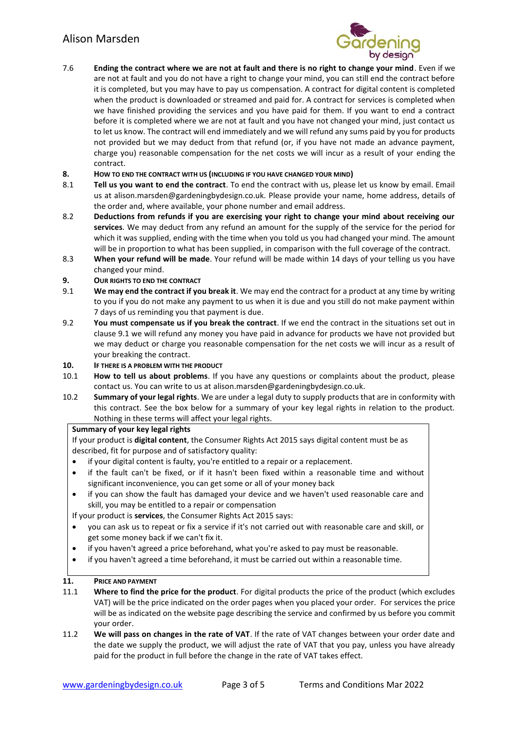7.6 **Ending the contract where we are not at fault and there is no right to change your mind**. Even if we are not at fault and you do not have a right to change your mind, you can still end the contract before it is completed, but you may have to pay us compensation. A contract for digital content is completed when the product is downloaded or streamed and paid for. A contract for services is completed when we have finished providing the services and you have paid for them. If you want to end a contract before it is completed where we are not at fault and you have not changed your mind, just contact us to let us know. The contract will end immediately and we will refund any sums paid by you for products not provided but we may deduct from that refund (or, if you have not made an advance payment, charge you) reasonable compensation for the net costs we will incur as a result of your ending the contract.

## 8. HOW TO END THE CONTRACT WITH US (INCLUDING IF YOU HAVE CHANGED YOUR MIND)

8.1 **Tell us you want to end the contract**. To end the contract with us, please let us know by email. Email us at alison.marsden@gardeningbydesign.co.uk. Please provide your name, home address, details of the order and, where available, your phone number and email address.

8.2 **Deductions from refunds if you are exercising your right to change your mind about receiving our services**. We may deduct from any refund an amount for the supply of the service for the period for which it was supplied, ending with the time when you told us you had changed your mind. The amount will be in proportion to what has been supplied, in comparison with the full coverage of the contract.

8.3 **When your refund will be made**. Your refund will be made within 14 days of your telling us you have changed your mind.

## 9. OUR RIGHTS TO END THE CONTRACT

9.1 **We may end the contract if you break it**. We may end the contract for a product at any time by writing to you if you do not make any payment to us when it is due and you still do not make payment within 7 days of us reminding you that payment is due.

9.2 **You must compensate us if you break the contract**. If we end the contract in the situations set out in clause 9.1 we will refund any money you have paid in advance for products we have not provided but we may deduct or charge you reasonable compensation for the net costs we will incur as a result of your breaking the contract.

## 10. IF THERE IS A PROBLEM WITH THE PRODUCT

10.1 **How to tell us about problems**. If you have any questions or complaints about the product, please contact us. You can write to us at alison.marsden@gardeningbydesign.co.uk.

10.2 **Summary of your legal rights**. We are under a legal duty to supply products that are in conformity with this contract. See the box below for a summary of your key legal rights in relation to the product. Nothing in these terms will affect your legal rights.

**Summary of your key legal rights**

If your product is **digital content**, the Consumer Rights Act 2015 says digital content must be as described, fit for purpose and of satisfactory quality:

- if your digital content is faulty, you're entitled to a repair or a replacement.
- if the fault can't be fixed, or if it hasn't been fixed within a reasonable time and without significant inconvenience, you can get some or all of your money back
- if you can show the fault has damaged your device and we haven't used reasonable care and skill, you may be entitled to a repair or compensation

If your product is **services**, the Consumer Rights Act 2015 says:

- you can ask us to repeat or fix a service if it's not carried out with reasonable care and skill, or get some money back if we can't fix it.
- if you haven't agreed a price beforehand, what you're asked to pay must be reasonable.
- if you haven't agreed a time beforehand, it must be carried out within a reasonable time.

## 11. PRICE AND PAYMENT

11.1 **Where to find the price for the product**. For digital products the price of the product (which excludes VAT) will be the price indicated on the order pages when you placed your order. For services the price will be as indicated on the website page describing the service and confirmed by us before you commit your order.

11.2 **We will pass on changes in the rate of VAT**. If the rate of VAT changes between your order date and the date we supply the product, we will adjust the rate of VAT that you pay, unless you have already paid for the product in full before the change in the rate of VAT takes effect.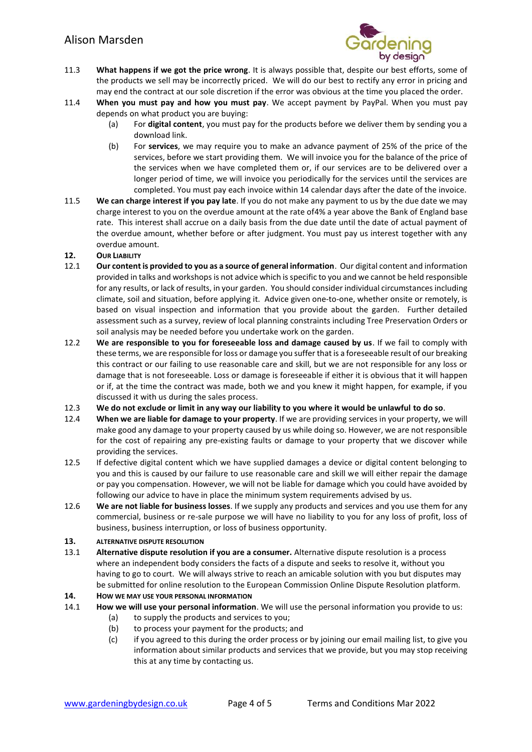11.3 **What happens if we got the price wrong**. It is always possible that, despite our best efforts, some of the products we sell may be incorrectly priced. We will do our best to rectify any error in pricing and may end the contract at our sole discretion if the error was obvious at the time you placed the order.

11.4 **When you must pay and how you must pay**. We accept payment by PayPal. When you must pay depends on what product you are buying:

- (a) For **digital content**, you must pay for the products before we deliver them by sending you a download link.
- (b) For **services**, we may require you to make an advance payment of 25% of the price of the services, before we start providing them. We will invoice you for the balance of the price of the services when we have completed them or, if our services are to be delivered over a longer period of time, we will invoice you periodically for the services until the services are completed. You must pay each invoice within 14 calendar days after the date of the invoice.

11.5 **We can charge interest if you pay late**. If you do not make any payment to us by the due date we may charge interest to you on the overdue amount at the rate of4% a year above the Bank of England base rate. This interest shall accrue on a daily basis from the due date until the date of actual payment of the overdue amount, whether before or after judgment. You must pay us interest together with any overdue amount.

## 12. OUR LIABILITY

12.1 **Our content is provided to you as a source of general information**. Our digital content and information provided in talks and workshops is not advice which is specific to you and we cannot be held responsible for any results, or lack of results, in your garden. You should consider individual circumstances including climate, soil and situation, before applying it. Advice given one-to-one, whether onsite or remotely, is based on visual inspection and information that you provide about the garden. Further detailed assessment such as a survey, review of local planning constraints including Tree Preservation Orders or soil analysis may be needed before you undertake work on the garden.

12.2 **We are responsible to you for foreseeable loss and damage caused by us**. If we fail to comply with these terms, we are responsible for loss or damage you suffer that is a foreseeable result of our breaking this contract or our failing to use reasonable care and skill, but we are not responsible for any loss or damage that is not foreseeable. Loss or damage is foreseeable if either it is obvious that it will happen or if, at the time the contract was made, both we and you knew it might happen, for example, if you discussed it with us during the sales process.

12.3 **We do not exclude or limit in any way our liability to you where it would be unlawful to do so**.

12.4 **When we are liable for damage to your property**. If we are providing services in your property, we will make good any damage to your property caused by us while doing so. However, we are not responsible for the cost of repairing any pre-existing faults or damage to your property that we discover while providing the services.

12.5 If defective digital content which we have supplied damages a device or digital content belonging to you and this is caused by our failure to use reasonable care and skill we will either repair the damage or pay you compensation. However, we will not be liable for damage which you could have avoided by following our advice to have in place the minimum system requirements advised by us.

12.6 **We are not liable for business losses**. If we supply any products and services and you use them for any commercial, business or re-sale purpose we will have no liability to you for any loss of profit, loss of business, business interruption, or loss of business opportunity.

## 13. ALTERNATIVE DISPUTE RESOLUTION

13.1 **Alternative dispute resolution if you are a consumer.** Alternative dispute resolution is a process where an independent body considers the facts of a dispute and seeks to resolve it, without you having to go to court. We will always strive to reach an amicable solution with you but disputes may be submitted for online resolution to the European Commission Online Dispute Resolution platform.

## 14. HOW WE MAY USE YOUR PERSONAL INFORMATION

14.1 **How we will use your personal information**. We will use the personal information you provide to us:

- (a) to supply the products and services to you;
- (b) to process your payment for the products; and
- (c) if you agreed to this during the order process or by joining our email mailing list, to give you information about similar products and services that we provide, but you may stop receiving this at any time by contacting us.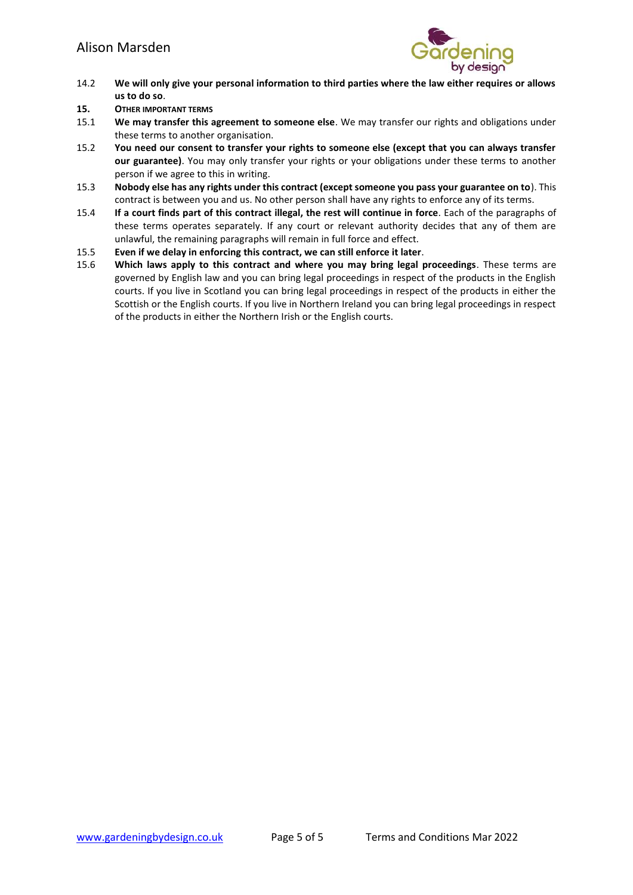14.2 **We will only give your personal information to third parties where the law either requires or allows us to do so**.

## 15. OTHER IMPORTANT TERMS

15.1 **We may transfer this agreement to someone else**. We may transfer our rights and obligations under these terms to another organisation.

15.2 **You need our consent to transfer your rights to someone else (except that you can always transfer our guarantee)**. You may only transfer your rights or your obligations under these terms to another person if we agree to this in writing.

15.3 **Nobody else has any rights under this contract (except someone you pass your guarantee on to**). This contract is between you and us. No other person shall have any rights to enforce any of its terms.

15.4 **If a court finds part of this contract illegal, the rest will continue in force**. Each of the paragraphs of these terms operates separately. If any court or relevant authority decides that any of them are unlawful, the remaining paragraphs will remain in full force and effect.

15.5 **Even if we delay in enforcing this contract, we can still enforce it later**.

15.6 **Which laws apply to this contract and where you may bring legal proceedings**. These terms are governed by English law and you can bring legal proceedings in respect of the products in the English courts. If you live in Scotland you can bring legal proceedings in respect of the products in either the Scottish or the English courts. If you live in Northern Ireland you can bring legal proceedings in respect of the products in either the Northern Irish or the English courts.